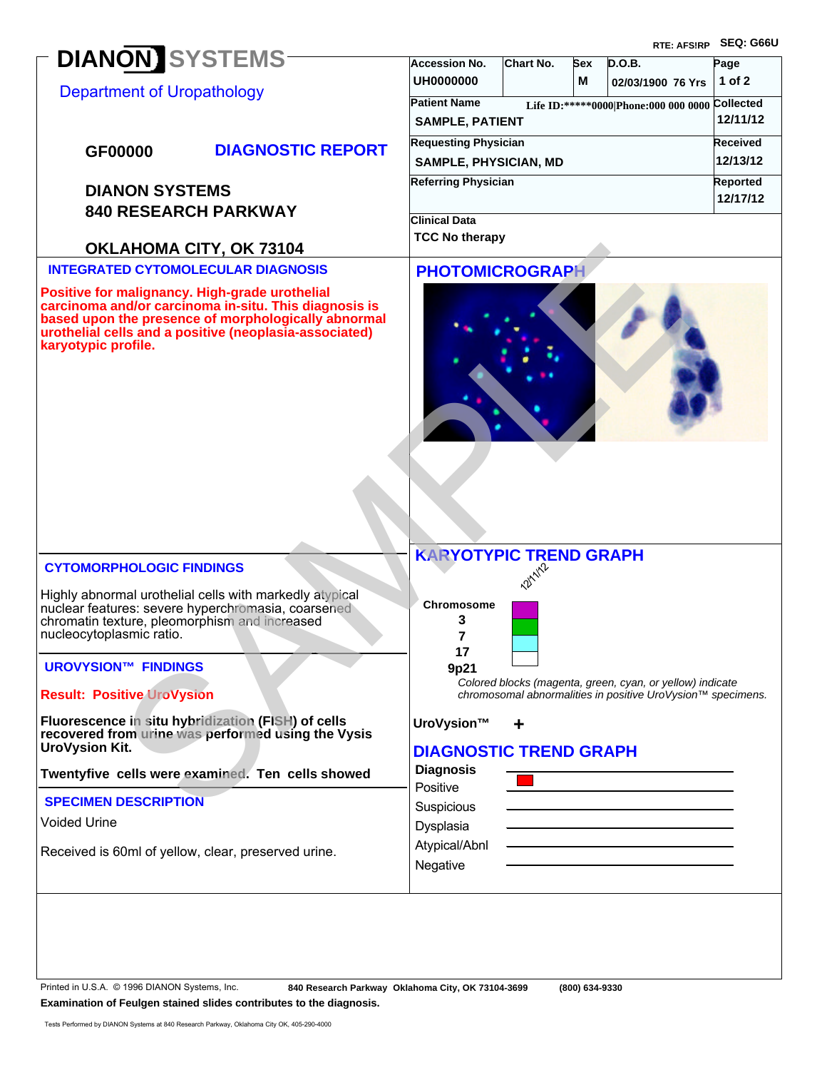RTE: AFS!RP SEQ: G66U

# DIANON SYSTEMS

Department of Uropathology

**GF00000** **DIAGNOSTIC REPORT**

**DIANON SYSTEMS**
**840 RESEARCH PARKWAY**

**OKLAHOMA CITY, OK 73104**

| Accession No. | Chart No. | Sex | D.O.B. | Page |
|---|---|---|---|---|
| UH0000000 | | M | 02/03/1900 76 Yrs | 1 of 2 |

| Patient Name | Life ID:*****0000\|Phone:000 000 0000 | Collected |
|---|---|---|
| SAMPLE, PATIENT | | 12/11/12 |
| **Requesting Physician** | | **Received** |
| SAMPLE, PHYSICIAN, MD | | 12/13/12 |
| **Referring Physician** | | **Reported** |
| | | 12/17/12 |

**Clinical Data**
TCC No therapy

## INTEGRATED CYTOMOLECULAR DIAGNOSIS

**Positive for malignancy. High-grade urothelial carcinoma and/or carcinoma in-situ. This diagnosis is based upon the presence of morphologically abnormal urothelial cells and a positive (neoplasia-associated) karyotypic profile.**

## PHOTOMICROGRAPH

## CYTOMORPHOLOGIC FINDINGS

Highly abnormal urothelial cells with markedly atypical nuclear features: severe hyperchromasia, coarsened chromatin texture, pleomorphism and increased nucleocytoplasmic ratio.

## UROVYSION™ FINDINGS

**Result: Positive UroVysion**

**Fluorescence in situ hybridization (FISH) of cells recovered from urine was performed using the Vysis UroVysion Kit.**

**Twentyfive cells were examined. Ten cells showed**

## SPECIMEN DESCRIPTION

Voided Urine

Received is 60ml of yellow, clear, preserved urine.

## KARYOTYPIC TREND GRAPH

| Chromosome | 12/11/12 |
|---|---|
| 3 | magenta |
| 7 | green |
| 17 | cyan |
| 9p21 | |

*Colored blocks (magenta, green, cyan, or yellow) indicate chromosomal abnormalities in positive UroVysion™ specimens.*

**UroVysion™** +

## DIAGNOSTIC TREND GRAPH

| Diagnosis | |
|---|---|
| Positive | red |
| Suspicious | |
| Dysplasia | |
| Atypical/Abnl | |
| Negative | |

Printed in U.S.A. © 1996 DIANON Systems, Inc. **840 Research Parkway Oklahoma City, OK 73104-3699** **(800) 634-9330**

**Examination of Feulgen stained slides contributes to the diagnosis.**

Tests Performed by DIANON Systems at 840 Research Parkway, Oklahoma City OK, 405-290-4000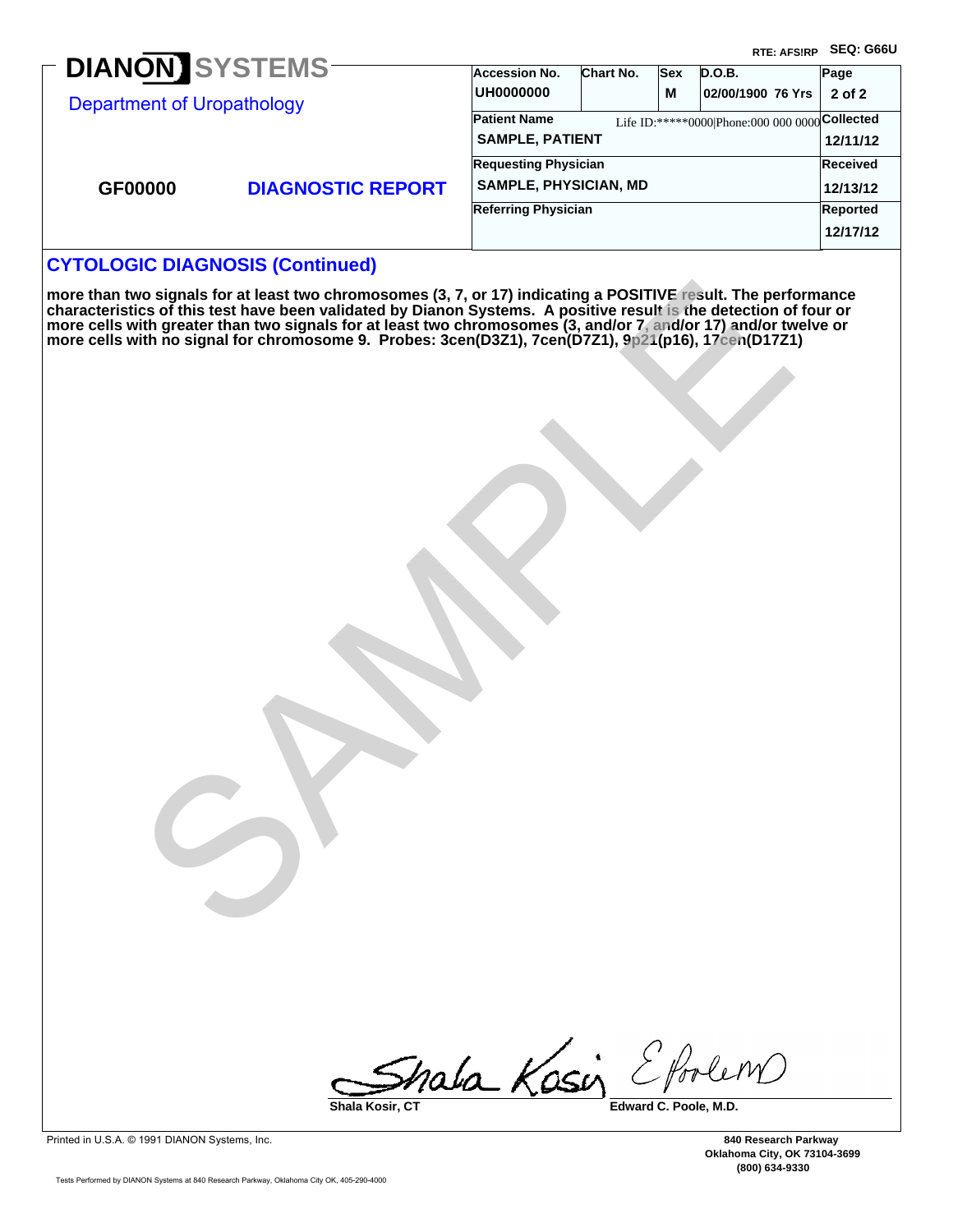RTE: AFS!RP SEQ: G66U

**DIANON SYSTEMS**

Department of Uropathology

| Accession No. | Chart No. | Sex | D.O.B. | Page |
|---|---|---|---|---|
| UH0000000 | | M | 02/00/1900 76 Yrs | 2 of 2 |

| | |
|---|---|
| **Patient Name** Life ID:*****0000\|Phone:000 000 0000 | **Collected** |
| SAMPLE, PATIENT | 12/11/12 |
| **Requesting Physician** | **Received** |
| SAMPLE, PHYSICIAN, MD | 12/13/12 |
| **Referring Physician** | **Reported** |
| | 12/17/12 |

**GF00000** **DIAGNOSTIC REPORT**

## CYTOLOGIC DIAGNOSIS (Continued)

**more than two signals for at least two chromosomes (3, 7, or 17) indicating a POSITIVE result. The performance characteristics of this test have been validated by Dianon Systems. A positive result is the detection of four or more cells with greater than two signals for at least two chromosomes (3, and/or 7, and/or 17) and/or twelve or more cells with no signal for chromosome 9. Probes: 3cen(D3Z1), 7cen(D7Z1), 9p21(p16), 17cen(D17Z1)**

SAMPLE

Shala Kosir, CT    Edward C. Poole, M.D.

Printed in U.S.A. © 1991 DIANON Systems, Inc.

840 Research Parkway
Oklahoma City, OK 73104-3699
(800) 634-9330

Tests Performed by DIANON Systems at 840 Research Parkway, Oklahoma City OK, 405-290-4000